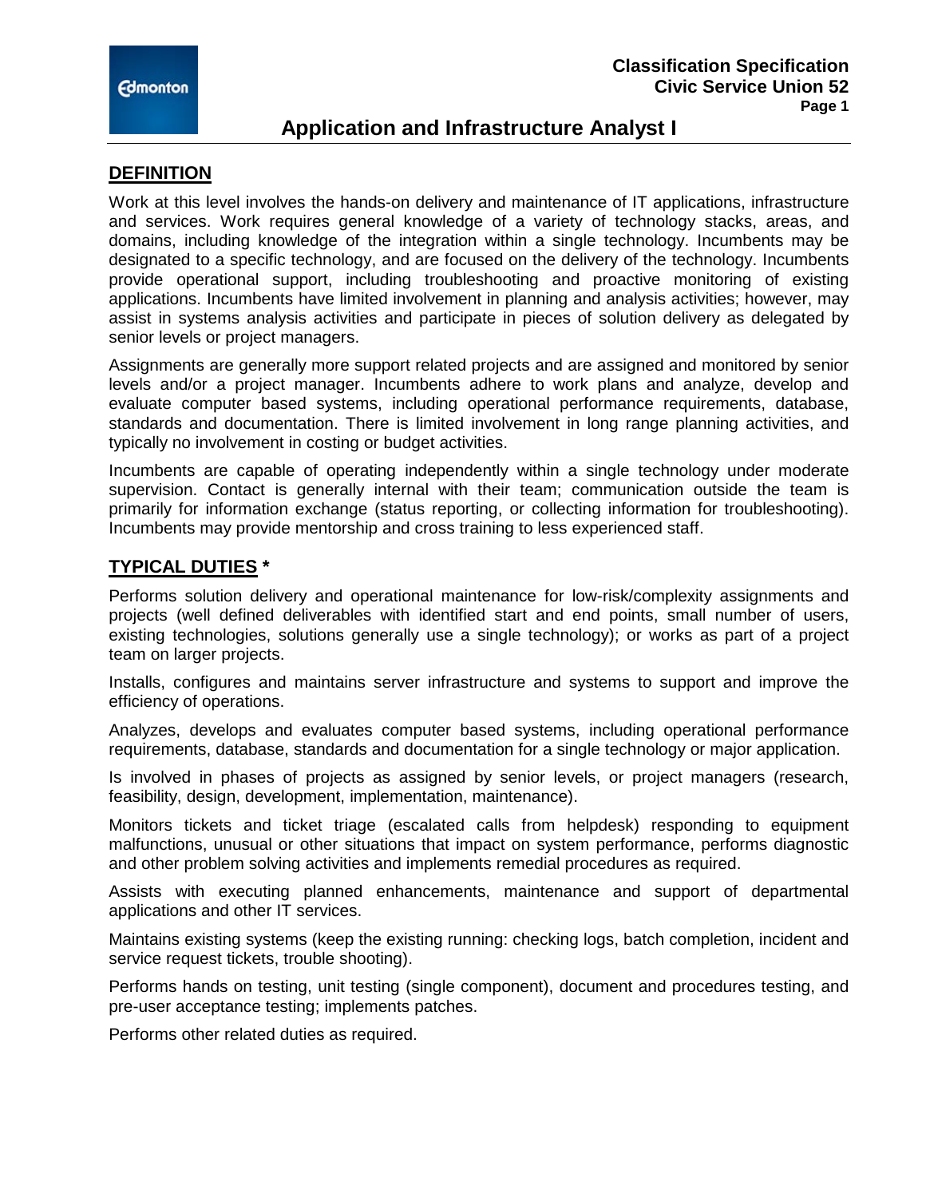**Classification Specification**
**Civic Service Union 52**

# Application and Infrastructure Analyst I

## DEFINITION

Work at this level involves the hands-on delivery and maintenance of IT applications, infrastructure and services. Work requires general knowledge of a variety of technology stacks, areas, and domains, including knowledge of the integration within a single technology. Incumbents may be designated to a specific technology, and are focused on the delivery of the technology. Incumbents provide operational support, including troubleshooting and proactive monitoring of existing applications. Incumbents have limited involvement in planning and analysis activities; however, may assist in systems analysis activities and participate in pieces of solution delivery as delegated by senior levels or project managers.

Assignments are generally more support related projects and are assigned and monitored by senior levels and/or a project manager. Incumbents adhere to work plans and analyze, develop and evaluate computer based systems, including operational performance requirements, database, standards and documentation. There is limited involvement in long range planning activities, and typically no involvement in costing or budget activities.

Incumbents are capable of operating independently within a single technology under moderate supervision. Contact is generally internal with their team; communication outside the team is primarily for information exchange (status reporting, or collecting information for troubleshooting). Incumbents may provide mentorship and cross training to less experienced staff.

## TYPICAL DUTIES *

Performs solution delivery and operational maintenance for low-risk/complexity assignments and projects (well defined deliverables with identified start and end points, small number of users, existing technologies, solutions generally use a single technology); or works as part of a project team on larger projects.

Installs, configures and maintains server infrastructure and systems to support and improve the efficiency of operations.

Analyzes, develops and evaluates computer based systems, including operational performance requirements, database, standards and documentation for a single technology or major application.

Is involved in phases of projects as assigned by senior levels, or project managers (research, feasibility, design, development, implementation, maintenance).

Monitors tickets and ticket triage (escalated calls from helpdesk) responding to equipment malfunctions, unusual or other situations that impact on system performance, performs diagnostic and other problem solving activities and implements remedial procedures as required.

Assists with executing planned enhancements, maintenance and support of departmental applications and other IT services.

Maintains existing systems (keep the existing running: checking logs, batch completion, incident and service request tickets, trouble shooting).

Performs hands on testing, unit testing (single component), document and procedures testing, and pre-user acceptance testing; implements patches.

Performs other related duties as required.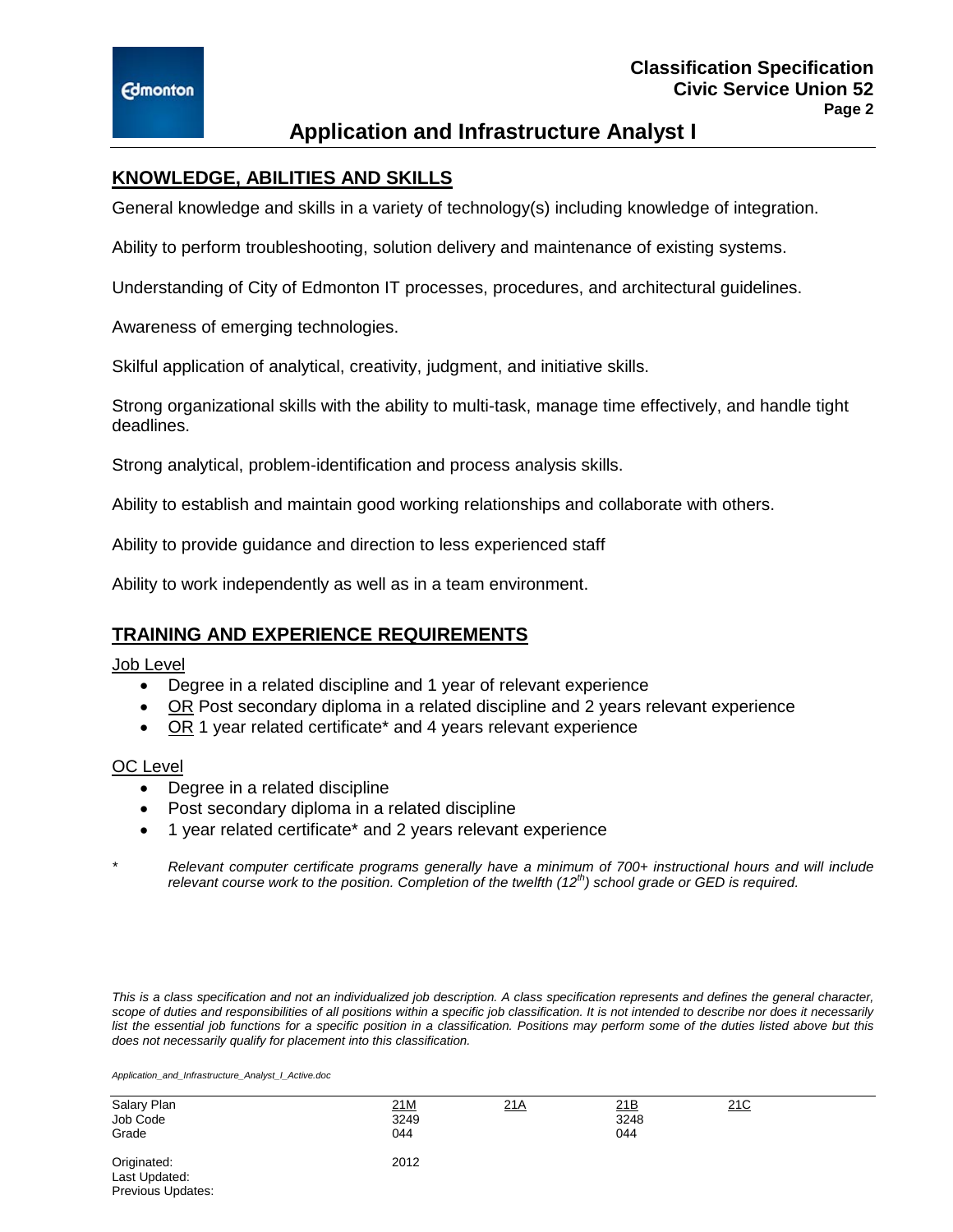## KNOWLEDGE, ABILITIES AND SKILLS

General knowledge and skills in a variety of technology(s) including knowledge of integration.

Ability to perform troubleshooting, solution delivery and maintenance of existing systems.

Understanding of City of Edmonton IT processes, procedures, and architectural guidelines.

Awareness of emerging technologies.

Skilful application of analytical, creativity, judgment, and initiative skills.

Strong organizational skills with the ability to multi-task, manage time effectively, and handle tight deadlines.

Strong analytical, problem-identification and process analysis skills.

Ability to establish and maintain good working relationships and collaborate with others.

Ability to provide guidance and direction to less experienced staff

Ability to work independently as well as in a team environment.

## TRAINING AND EXPERIENCE REQUIREMENTS

Job Level

- Degree in a related discipline and 1 year of relevant experience
- OR Post secondary diploma in a related discipline and 2 years relevant experience
- OR 1 year related certificate* and 4 years relevant experience

OC Level

- Degree in a related discipline
- Post secondary diploma in a related discipline
- 1 year related certificate* and 2 years relevant experience

\* *Relevant computer certificate programs generally have a minimum of 700+ instructional hours and will include relevant course work to the position. Completion of the twelfth (12th) school grade or GED is required.*

*This is a class specification and not an individualized job description. A class specification represents and defines the general character, scope of duties and responsibilities of all positions within a specific job classification. It is not intended to describe nor does it necessarily list the essential job functions for a specific position in a classification. Positions may perform some of the duties listed above but this does not necessarily qualify for placement into this classification.*

*Application_and_Infrastructure_Analyst_I_Active.doc*

| | | | | |
|---|---|---|---|---|
| Salary Plan | 21M | 21A | 21B | 21C |
| Job Code | 3249 | | 3248 | |
| Grade | 044 | | 044 | |

Originated: 2012
Last Updated:
Previous Updates: